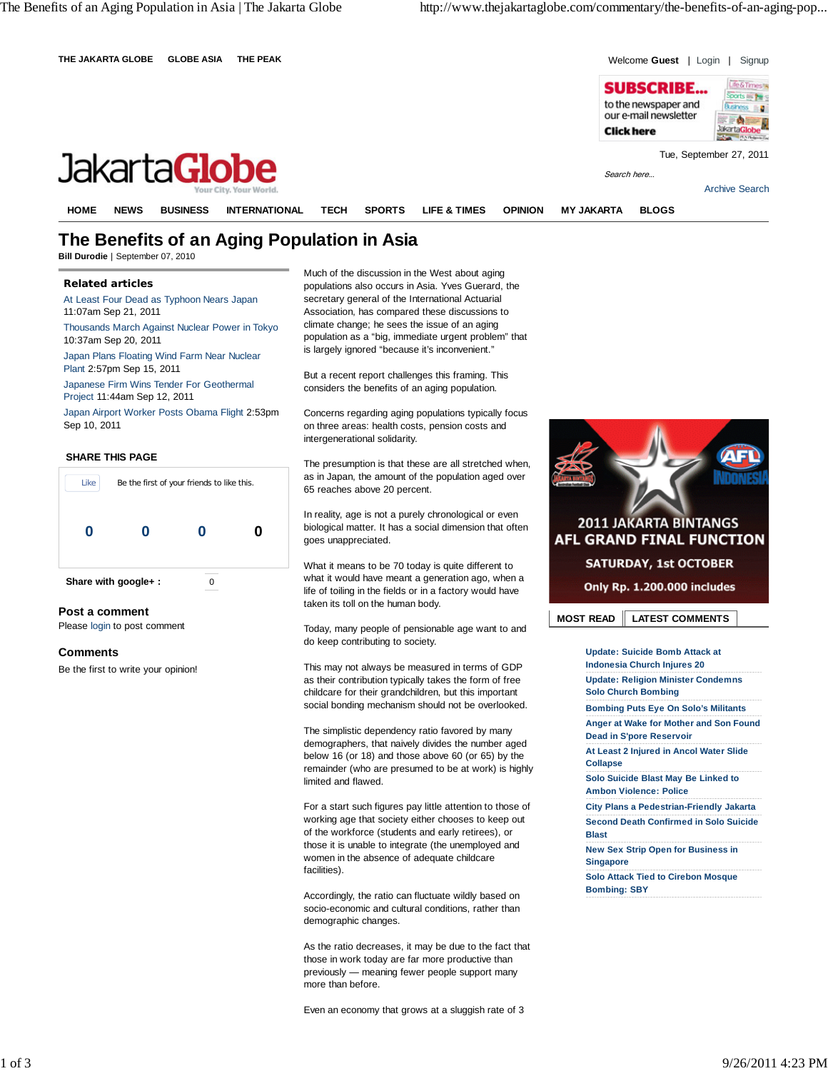# The Benefits of an Aging Population in Asia

**Bill Durodie** | September 07, 2010

Much of the discussion in the West about aging populations also occurs in Asia. Yves Guerard, the secretary general of the International Actuarial Association, has compared these discussions to climate change; he sees the issue of an aging population as a "big, immediate urgent problem" that is largely ignored "because it's inconvenient."

But a recent report challenges this framing. This considers the benefits of an aging population.

Concerns regarding aging populations typically focus on three areas: health costs, pension costs and intergenerational solidarity.

The presumption is that these are all stretched when, as in Japan, the amount of the population aged over 65 reaches above 20 percent.

In reality, age is not a purely chronological or even biological matter. It has a social dimension that often goes unappreciated.

What it means to be 70 today is quite different to what it would have meant a generation ago, when a life of toiling in the fields or in a factory would have taken its toll on the human body.

Today, many people of pensionable age want to and do keep contributing to society.

This may not always be measured in terms of GDP as their contribution typically takes the form of free childcare for their grandchildren, but this important social bonding mechanism should not be overlooked.

The simplistic dependency ratio favored by many demographers, that naively divides the number aged below 16 (or 18) and those above 60 (or 65) by the remainder (who are presumed to be at work) is highly limited and flawed.

For a start such figures pay little attention to those of working age that society either chooses to keep out of the workforce (students and early retirees), or those it is unable to integrate (the unemployed and women in the absence of adequate childcare facilities).

Accordingly, the ratio can fluctuate wildly based on socio-economic and cultural conditions, rather than demographic changes.

As the ratio decreases, it may be due to the fact that those in work today are far more productive than previously — meaning fewer people support many more than before.

Even an economy that grows at a sluggish rate of 3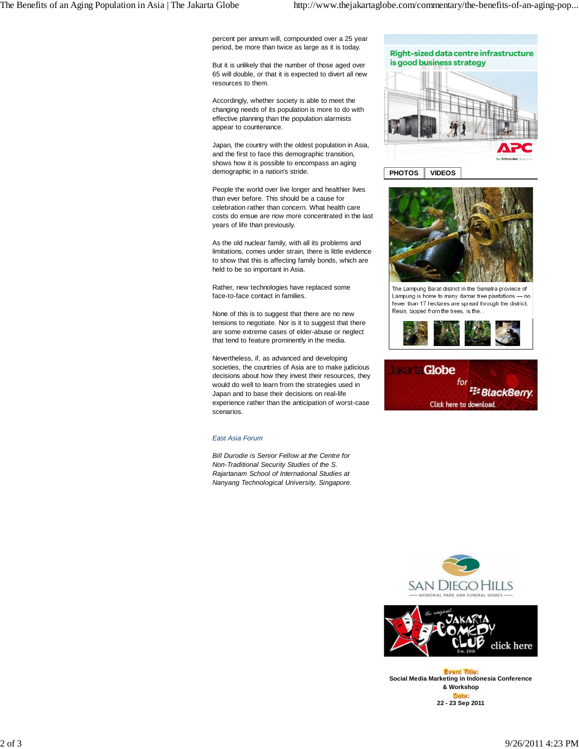percent per annum will, compounded over a 25 year period, be more than twice as large as it is today.

But it is unlikely that the number of those aged over 65 will double, or that it is expected to divert all new resources to them.

Accordingly, whether society is able to meet the changing needs of its population is more to do with effective planning than the population alarmists appear to countenance.

Japan, the country with the oldest population in Asia, and the first to face this demographic transition, shows how it is possible to encompass an aging demographic in a nation's stride.

People the world over live longer and healthier lives than ever before. This should be a cause for celebration rather than concern. What health care costs do ensue are now more concentrated in the last years of life than previously.

As the old nuclear family, with all its problems and limitations, comes under strain, there is little evidence to show that this is affecting family bonds, which are held to be so important in Asia.

Rather, new technologies have replaced some face-to-face contact in families.

None of this is to suggest that there are no new tensions to negotiate. Nor is it to suggest that there are some extreme cases of elder-abuse or neglect that tend to feature prominently in the media.

Nevertheless, if, as advanced and developing societies, the countries of Asia are to make judicious decisions about how they invest their resources, they would do well to learn from the strategies used in Japan and to base their decisions on real-life experience rather than the anticipation of worst-case scenarios.

*East Asia Forum*

*Bill Durodie is Senior Fellow at the Centre for Non-Traditional Security Studies of the S. Rajartanam School of International Studies at Nanyang Technological University, Singapore.*